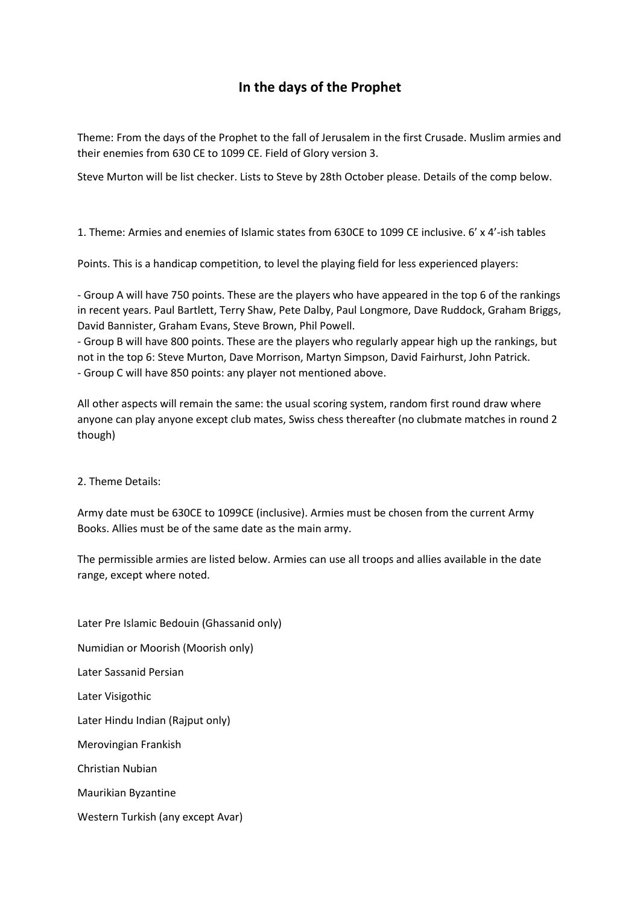# In the days of the Prophet

Theme: From the days of the Prophet to the fall of Jerusalem in the first Crusade. Muslim armies and their enemies from 630 CE to 1099 CE. Field of Glory version 3.

Steve Murton will be list checker. Lists to Steve by 28th October please. Details of the comp below.

1. Theme: Armies and enemies of Islamic states from 630CE to 1099 CE inclusive. 6' x 4'-ish tables

Points. This is a handicap competition, to level the playing field for less experienced players:

- Group A will have 750 points. These are the players who have appeared in the top 6 of the rankings in recent years. Paul Bartlett, Terry Shaw, Pete Dalby, Paul Longmore, Dave Ruddock, Graham Briggs, David Bannister, Graham Evans, Steve Brown, Phil Powell.
- Group B will have 800 points. These are the players who regularly appear high up the rankings, but not in the top 6: Steve Murton, Dave Morrison, Martyn Simpson, David Fairhurst, John Patrick.
- Group C will have 850 points: any player not mentioned above.

All other aspects will remain the same: the usual scoring system, random first round draw where anyone can play anyone except club mates, Swiss chess thereafter (no clubmate matches in round 2 though)

2. Theme Details:

Army date must be 630CE to 1099CE (inclusive). Armies must be chosen from the current Army Books. Allies must be of the same date as the main army.

The permissible armies are listed below. Armies can use all troops and allies available in the date range, except where noted.

Later Pre Islamic Bedouin (Ghassanid only)

Numidian or Moorish (Moorish only)

Later Sassanid Persian

Later Visigothic

Later Hindu Indian (Rajput only)

Merovingian Frankish

Christian Nubian

Maurikian Byzantine

Western Turkish (any except Avar)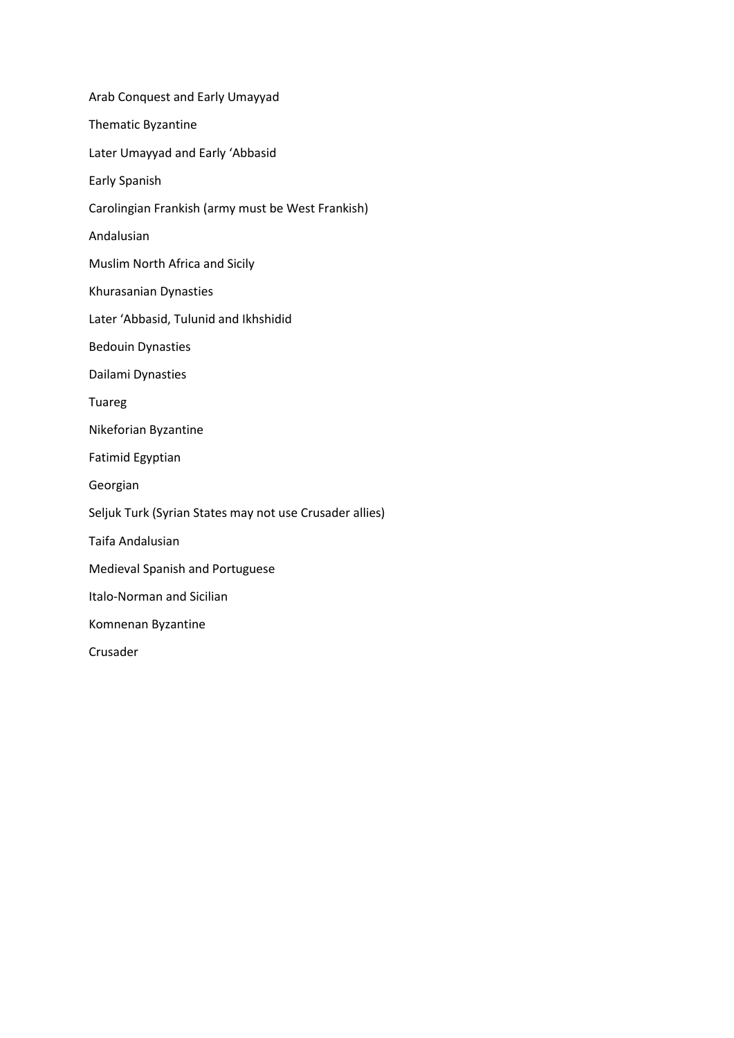Arab Conquest and Early Umayyad

Thematic Byzantine

Later Umayyad and Early ‘Abbasid

Early Spanish

Carolingian Frankish (army must be West Frankish)

Andalusian

Muslim North Africa and Sicily

Khurasanian Dynasties

Later ‘Abbasid, Tulunid and Ikhshidid

Bedouin Dynasties

Dailami Dynasties

Tuareg

Nikeforian Byzantine

Fatimid Egyptian

Georgian

Seljuk Turk (Syrian States may not use Crusader allies)

Taifa Andalusian

Medieval Spanish and Portuguese

Italo-Norman and Sicilian

Komnenan Byzantine

Crusader